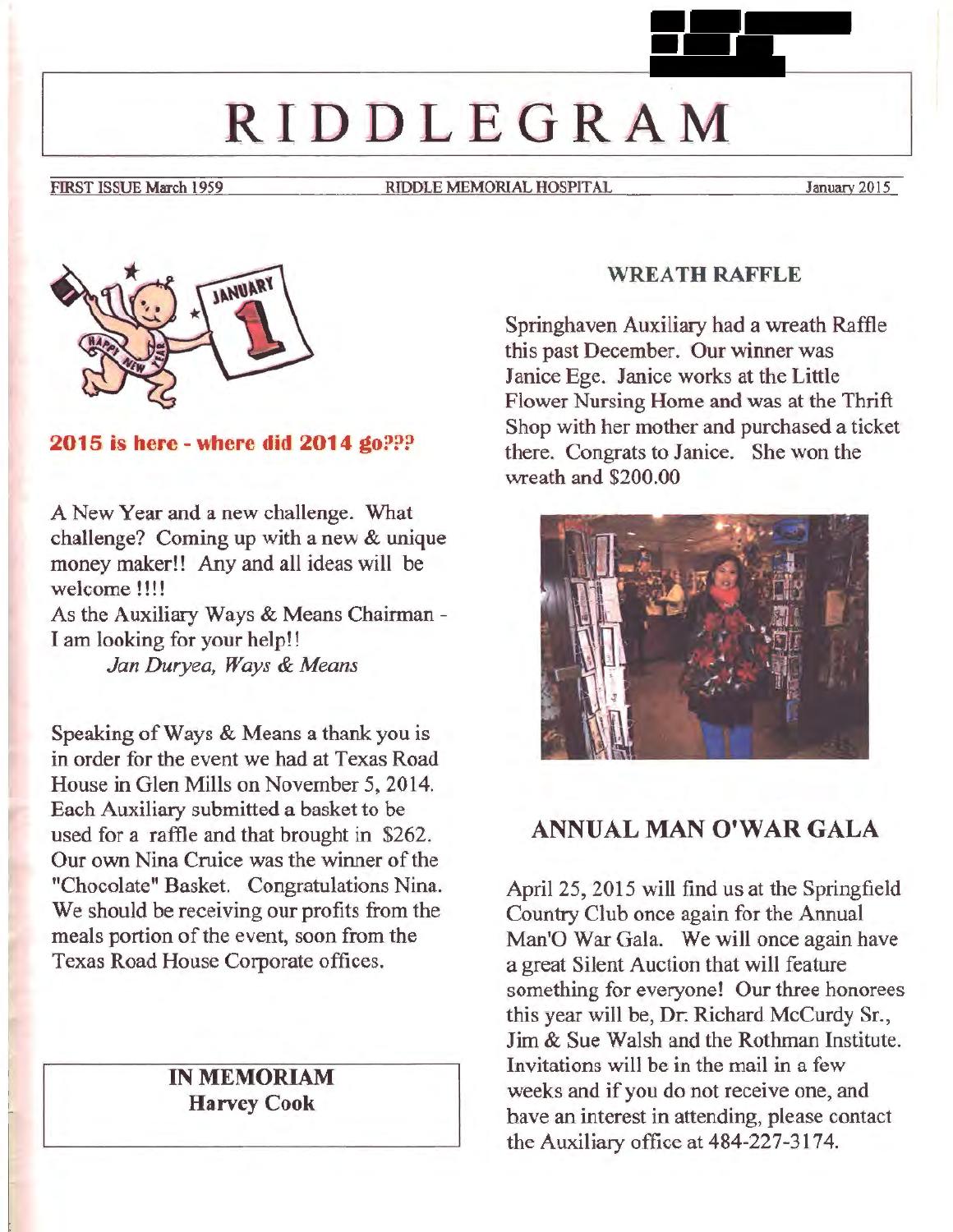# RIDDLEGRAM

FIRST ISSUE March 1959 RIDDLE MEMORIAL HOSPITAL January 2015

**2015 is here - where did 2014 go???**

A New Year and a new challenge. What challenge? Coming up with a new & unique money maker!! Any and all ideas will be welcome !!!!
As the Auxiliary Ways & Means Chairman - I am looking for your help!!
*Jan Duryea, Ways & Means*

Speaking of Ways & Means a thank you is in order for the event we had at Texas Road House in Glen Mills on November 5, 2014. Each Auxiliary submitted a basket to be used for a raffle and that brought in $262. Our own Nina Cruice was the winner of the "Chocolate" Basket. Congratulations Nina. We should be receiving our profits from the meals portion of the event, soon from the Texas Road House Corporate offices.

**IN MEMORIAM**
**Harvey Cook**

## WREATH RAFFLE

Springhaven Auxiliary had a wreath Raffle this past December. Our winner was Janice Ege. Janice works at the Little Flower Nursing Home and was at the Thrift Shop with her mother and purchased a ticket there. Congrats to Janice. She won the wreath and $200.00

## ANNUAL MAN O'WAR GALA

April 25, 2015 will find us at the Springfield Country Club once again for the Annual Man'O War Gala. We will once again have a great Silent Auction that will feature something for everyone! Our three honorees this year will be, Dr. Richard McCurdy Sr., Jim & Sue Walsh and the Rothman Institute. Invitations will be in the mail in a few weeks and if you do not receive one, and have an interest in attending, please contact the Auxiliary office at 484-227-3174.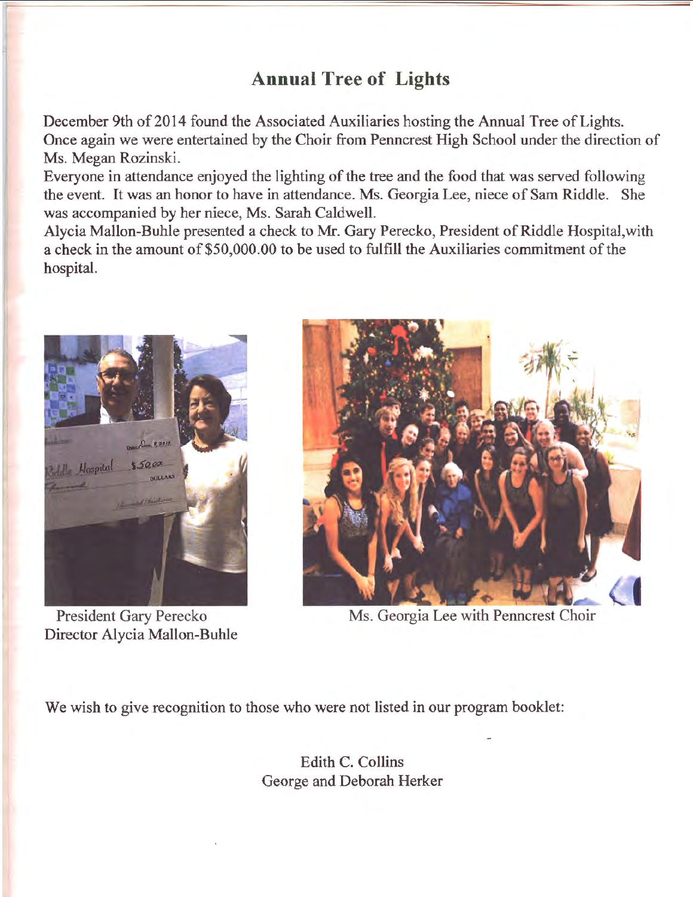# Annual Tree of Lights

December 9th of 2014 found the Associated Auxiliaries hosting the Annual Tree of Lights. Once again we were entertained by the Choir from Penncrest High School under the direction of Ms. Megan Rozinski.

Everyone in attendance enjoyed the lighting of the tree and the food that was served following the event. It was an honor to have in attendance. Ms. Georgia Lee, niece of Sam Riddle. She was accompanied by her niece, Ms. Sarah Caldwell.

Alycia Mallon-Buhle presented a check to Mr. Gary Perecko, President of Riddle Hospital,with a check in the amount of $50,000.00 to be used to fulfill the Auxiliaries commitment of the hospital.

President Gary Perecko
Director Alycia Mallon-Buhle

Ms. Georgia Lee with Penncrest Choir

We wish to give recognition to those who were not listed in our program booklet:

Edith C. Collins
George and Deborah Herker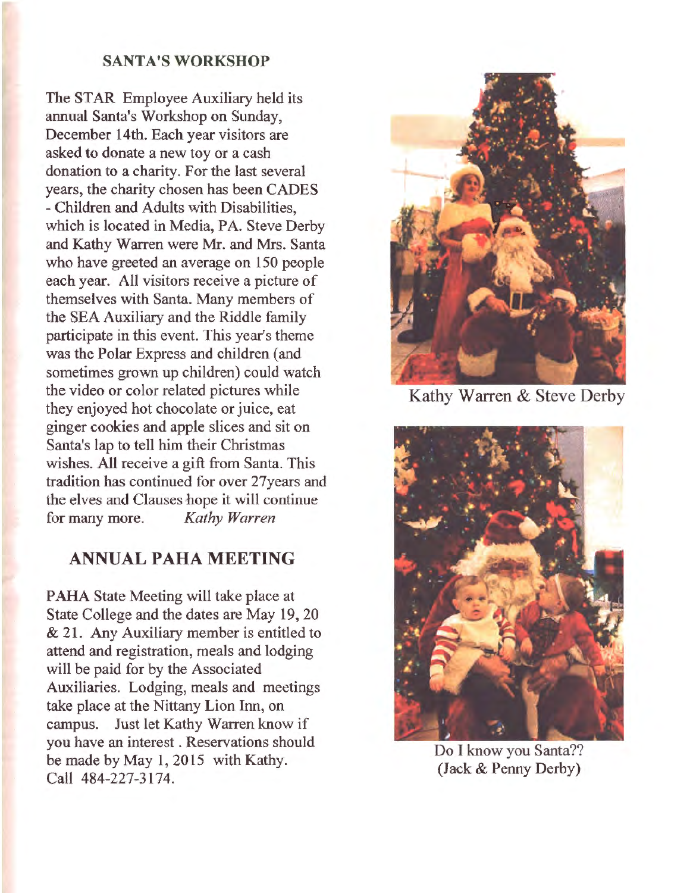## SANTA'S WORKSHOP

The STAR Employee Auxiliary held its annual Santa's Workshop on Sunday, December 14th. Each year visitors are asked to donate a new toy or a cash donation to a charity. For the last several years, the charity chosen has been CADES - Children and Adults with Disabilities, which is located in Media, PA. Steve Derby and Kathy Warren were Mr. and Mrs. Santa who have greeted an average on 150 people each year. All visitors receive a picture of themselves with Santa. Many members of the SEA Auxiliary and the Riddle family participate in this event. This year's theme was the Polar Express and children (and sometimes grown up children) could watch the video or color related pictures while they enjoyed hot chocolate or juice, eat ginger cookies and apple slices and sit on Santa's lap to tell him their Christmas wishes. All receive a gift from Santa. This tradition has continued for over 27years and the elves and Clauses hope it will continue for many more. *Kathy Warren*

Kathy Warren & Steve Derby

Do I know you Santa??
(Jack & Penny Derby)

## ANNUAL PAHA MEETING

PAHA State Meeting will take place at State College and the dates are May 19, 20 & 21. Any Auxiliary member is entitled to attend and registration, meals and lodging will be paid for by the Associated Auxiliaries. Lodging, meals and meetings take place at the Nittany Lion Inn, on campus. Just let Kathy Warren know if you have an interest . Reservations should be made by May 1, 2015 with Kathy. Call 484-227-3174.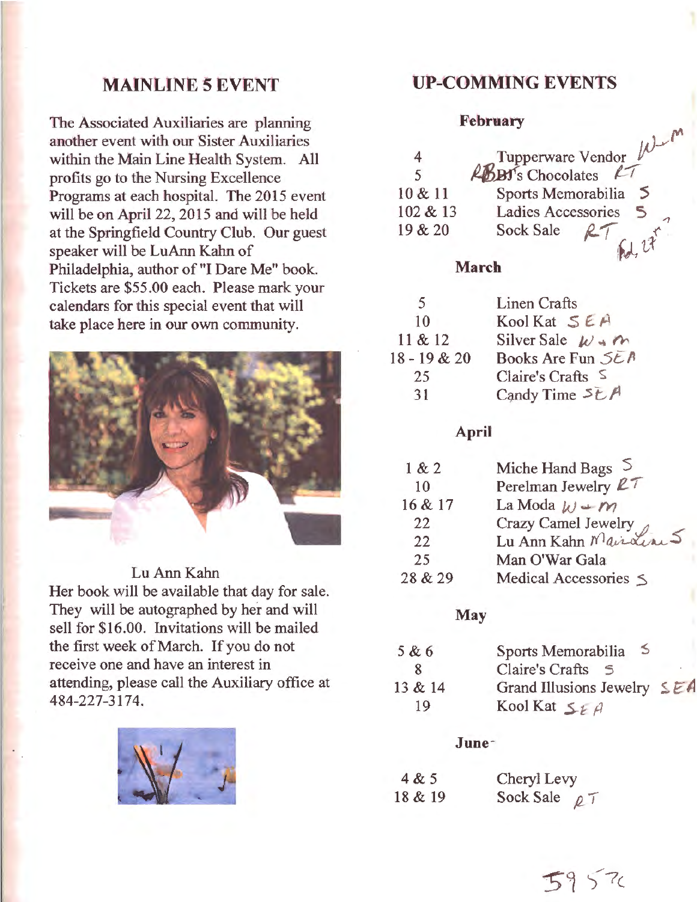## MAINLINE 5 EVENT

The Associated Auxiliaries are planning another event with our Sister Auxiliaries within the Main Line Health System. All profits go to the Nursing Excellence Programs at each hospital. The 2015 event will be on April 22, 2015 and will be held at the Springfield Country Club. Our guest speaker will be LuAnn Kahn of Philadelphia, author of "I Dare Me" book. Tickets are $55.00 each. Please mark your calendars for this special event that will take place here in our own community.

Lu Ann Kahn

Her book will be available that day for sale. They will be autographed by her and will sell for $16.00. Invitations will be mailed the first week of March. If you do not receive one and have an interest in attending, please call the Auxiliary office at 484-227-3174.

## UP-COMMING EVENTS

### February

| | |
|---|---|
| 4 | Tupperware Vendor W-M |
| 5 | BJ's Chocolates RT |
| 10 & 11 | Sports Memorabilia S |
| 102 & 13 | Ladies Accessories S |
| 19 & 20 | Sock Sale RT |

### March

| | |
|---|---|
| 5 | Linen Crafts |
| 10 | Kool Kat SEA |
| 11 & 12 | Silver Sale W-M |
| 18 - 19 & 20 | Books Are Fun SEA |
| 25 | Claire's Crafts S |
| 31 | Candy Time SEA |

### April

| | |
|---|---|
| 1 & 2 | Miche Hand Bags S |
| 10 | Perelman Jewelry RT |
| 16 & 17 | La Moda W-M |
| 22 | Crazy Camel Jewelry |
| 22 | Lu Ann Kahn MainLine 5 |
| 25 | Man O'War Gala |
| 28 & 29 | Medical Accessories S |

### May

| | |
|---|---|
| 5 & 6 | Sports Memorabilia S |
| 8 | Claire's Crafts S |
| 13 & 14 | Grand Illusions Jewelry SEA |
| 19 | Kool Kat SEA |

### June

| | |
|---|---|
| 4 & 5 | Cheryl Levy |
| 18 & 19 | Sock Sale RT |